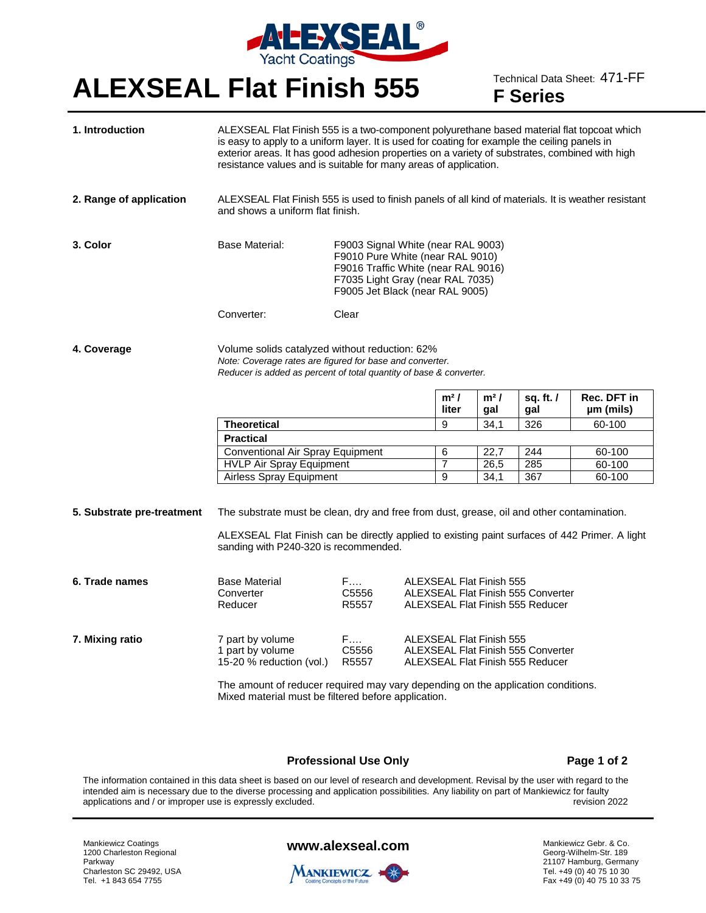# ALEXSEAL Flat Finish 555

Technical Data Sheet: 471-FF

**F Series**

**1. Introduction**

ALEXSEAL Flat Finish 555 is a two-component polyurethane based material flat topcoat which is easy to apply to a uniform layer. It is used for coating for example the ceiling panels in exterior areas. It has good adhesion properties on a variety of substrates, combined with high resistance values and is suitable for many areas of application.

**2. Range of application**

ALEXSEAL Flat Finish 555 is used to finish panels of all kind of materials. It is weather resistant and shows a uniform flat finish.

**3. Color**

Base Material:
- F9003 Signal White (near RAL 9003)
- F9010 Pure White (near RAL 9010)
- F9016 Traffic White (near RAL 9016)
- F7035 Light Gray (near RAL 7035)
- F9005 Jet Black (near RAL 9005)

Converter: Clear

**4. Coverage**

Volume solids catalyzed without reduction: 62%

*Note: Coverage rates are figured for base and converter.*
*Reducer is added as percent of total quantity of base & converter.*

| | m² / liter | m² / gal | sq. ft. / gal | Rec. DFT in µm (mils) |
|---|---|---|---|---|
| **Theoretical** | 9 | 34,1 | 326 | 60-100 |
| **Practical** | | | | |
| Conventional Air Spray Equipment | 6 | 22,7 | 244 | 60-100 |
| HVLP Air Spray Equipment | 7 | 26,5 | 285 | 60-100 |
| Airless Spray Equipment | 9 | 34,1 | 367 | 60-100 |

**5. Substrate pre-treatment**

The substrate must be clean, dry and free from dust, grease, oil and other contamination.

ALEXSEAL Flat Finish can be directly applied to existing paint surfaces of 442 Primer. A light sanding with P240-320 is recommended.

**6. Trade names**

| | | |
|---|---|---|
| Base Material | F…. | ALEXSEAL Flat Finish 555 |
| Converter | C5556 | ALEXSEAL Flat Finish 555 Converter |
| Reducer | R5557 | ALEXSEAL Flat Finish 555 Reducer |

**7. Mixing ratio**

| | | |
|---|---|---|
| 7 part by volume | F…. | ALEXSEAL Flat Finish 555 |
| 1 part by volume | C5556 | ALEXSEAL Flat Finish 555 Converter |
| 15-20 % reduction (vol.) | R5557 | ALEXSEAL Flat Finish 555 Reducer |

The amount of reducer required may vary depending on the application conditions.
Mixed material must be filtered before application.

**Professional Use Only**

The information contained in this data sheet is based on our level of research and development. Revisal by the user with regard to the intended aim is necessary due to the diverse processing and application possibilities. Any liability on part of Mankiewicz for faulty applications and / or improper use is expressly excluded. revision 2022

Mankiewicz Coatings
1200 Charleston Regional Parkway
Charleston SC 29492, USA
Tel. +1 843 654 7755

**www.alexseal.com**

Mankiewicz Gebr. & Co.
Georg-Wilhelm-Str. 189
21107 Hamburg, Germany
Tel. +49 (0) 40 75 10 30
Fax +49 (0) 40 75 10 33 75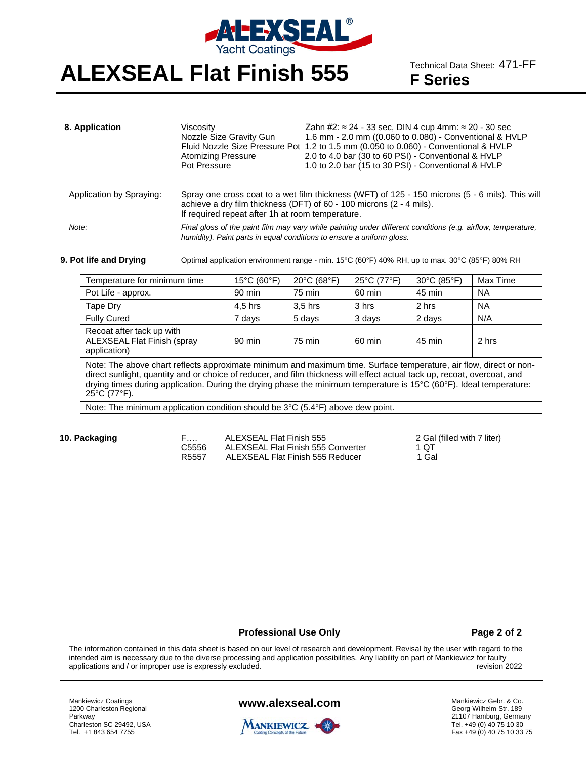# ALEXSEAL Flat Finish 555

Technical Data Sheet: 471-FF
**F Series**

**8. Application**

| | |
|---|---|
| Viscosity | Zahn #2: ≈ 24 - 33 sec, DIN 4 cup 4mm: ≈ 20 - 30 sec |
| Nozzle Size Gravity Gun | 1.6 mm - 2.0 mm ((0.060 to 0.080) - Conventional & HVLP |
| Fluid Nozzle Size Pressure Pot | 1.2 to 1.5 mm (0.050 to 0.060) - Conventional & HVLP |
| Atomizing Pressure | 2.0 to 4.0 bar (30 to 60 PSI) - Conventional & HVLP |
| Pot Pressure | 1.0 to 2.0 bar (15 to 30 PSI) - Conventional & HVLP |

Application by Spraying: Spray one cross coat to a wet film thickness (WFT) of 125 - 150 microns (5 - 6 mils). This will achieve a dry film thickness (DFT) of 60 - 100 microns (2 - 4 mils). If required repeat after 1h at room temperature.

*Note: Final gloss of the paint film may vary while painting under different conditions (e.g. airflow, temperature, humidity). Paint parts in equal conditions to ensure a uniform gloss.*

**9. Pot life and Drying** Optimal application environment range - min. 15°C (60°F) 40% RH, up to max. 30°C (85°F) 80% RH

| Temperature for minimum time | 15°C (60°F) | 20°C (68°F) | 25°C (77°F) | 30°C (85°F) | Max Time |
|---|---|---|---|---|---|
| Pot Life - approx. | 90 min | 75 min | 60 min | 45 min | NA |
| Tape Dry | 4,5 hrs | 3,5 hrs | 3 hrs | 2 hrs | NA |
| Fully Cured | 7 days | 5 days | 3 days | 2 days | N/A |
| Recoat after tack up with ALEXSEAL Flat Finish (spray application) | 90 min | 75 min | 60 min | 45 min | 2 hrs |

Note: The above chart reflects approximate minimum and maximum time. Surface temperature, air flow, direct or non-direct sunlight, quantity and or choice of reducer, and film thickness will effect actual tack up, recoat, overcoat, and drying times during application. During the drying phase the minimum temperature is 15°C (60°F). Ideal temperature: 25°C (77°F).

Note: The minimum application condition should be 3°C (5.4°F) above dew point.

**10. Packaging**

| | | |
|---|---|---|
| F…. | ALEXSEAL Flat Finish 555 | 2 Gal (filled with 7 liter) |
| C5556 | ALEXSEAL Flat Finish 555 Converter | 1 QT |
| R5557 | ALEXSEAL Flat Finish 555 Reducer | 1 Gal |

**Professional Use Only**

The information contained in this data sheet is based on our level of research and development. Revisal by the user with regard to the intended aim is necessary due to the diverse processing and application possibilities. Any liability on part of Mankiewicz for faulty applications and / or improper use is expressly excluded. revision 2022

Mankiewicz Coatings
1200 Charleston Regional Parkway
Charleston SC 29492, USA
Tel. +1 843 654 7755

**www.alexseal.com**

Mankiewicz Gebr. & Co.
Georg-Wilhelm-Str. 189
21107 Hamburg, Germany
Tel. +49 (0) 40 75 10 30
Fax +49 (0) 40 75 10 33 75